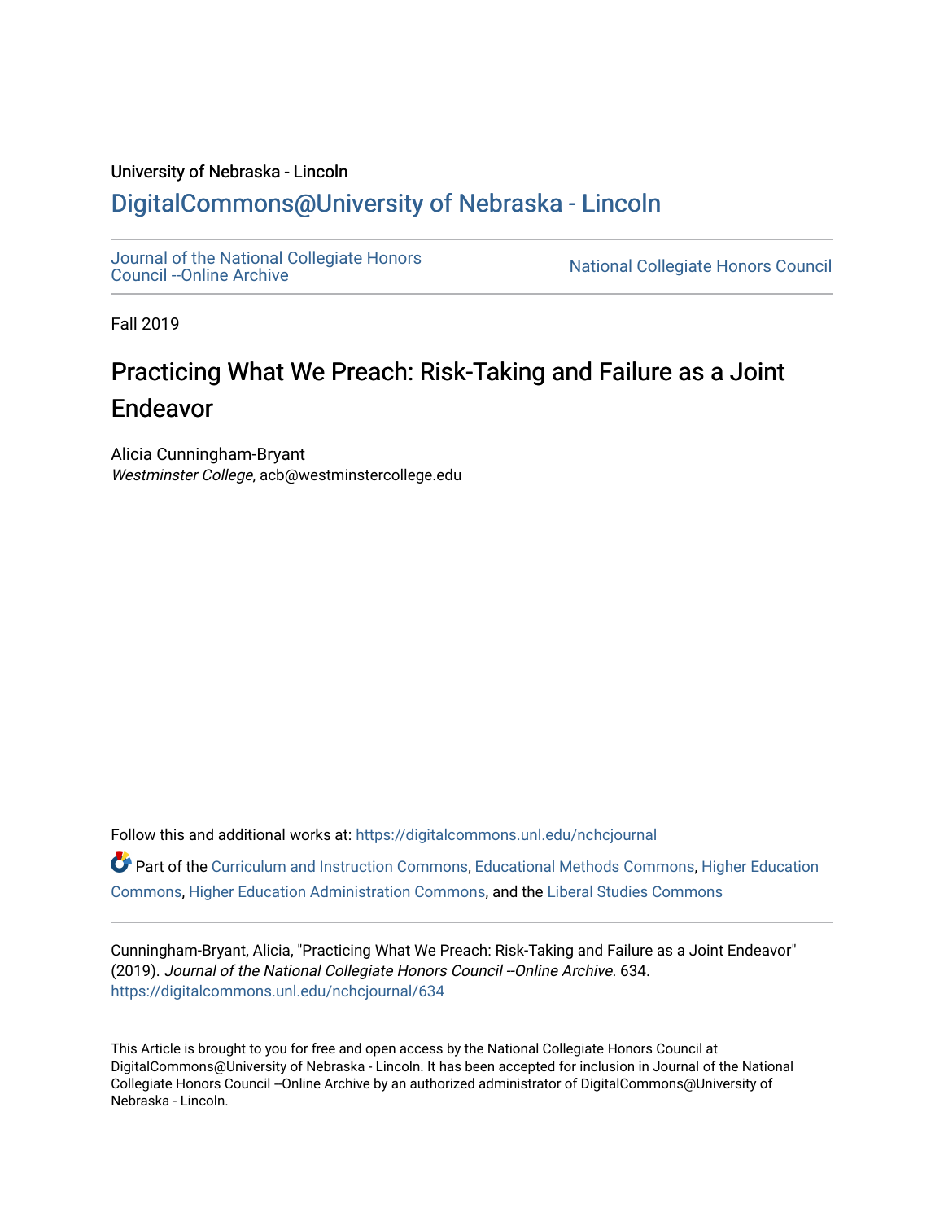University of Nebraska - Lincoln

## DigitalCommons@University of Nebraska - Lincoln

Journal of the National Collegiate Honors Council --Online Archive

National Collegiate Honors Council

Fall 2019

# Practicing What We Preach: Risk-Taking and Failure as a Joint Endeavor

Alicia Cunningham-Bryant
*Westminster College*, acb@westminstercollege.edu

Follow this and additional works at: https://digitalcommons.unl.edu/nchcjournal

Part of the Curriculum and Instruction Commons, Educational Methods Commons, Higher Education Commons, Higher Education Administration Commons, and the Liberal Studies Commons

Cunningham-Bryant, Alicia, "Practicing What We Preach: Risk-Taking and Failure as a Joint Endeavor" (2019). *Journal of the National Collegiate Honors Council --Online Archive*. 634.
https://digitalcommons.unl.edu/nchcjournal/634

This Article is brought to you for free and open access by the National Collegiate Honors Council at DigitalCommons@University of Nebraska - Lincoln. It has been accepted for inclusion in Journal of the National Collegiate Honors Council --Online Archive by an authorized administrator of DigitalCommons@University of Nebraska - Lincoln.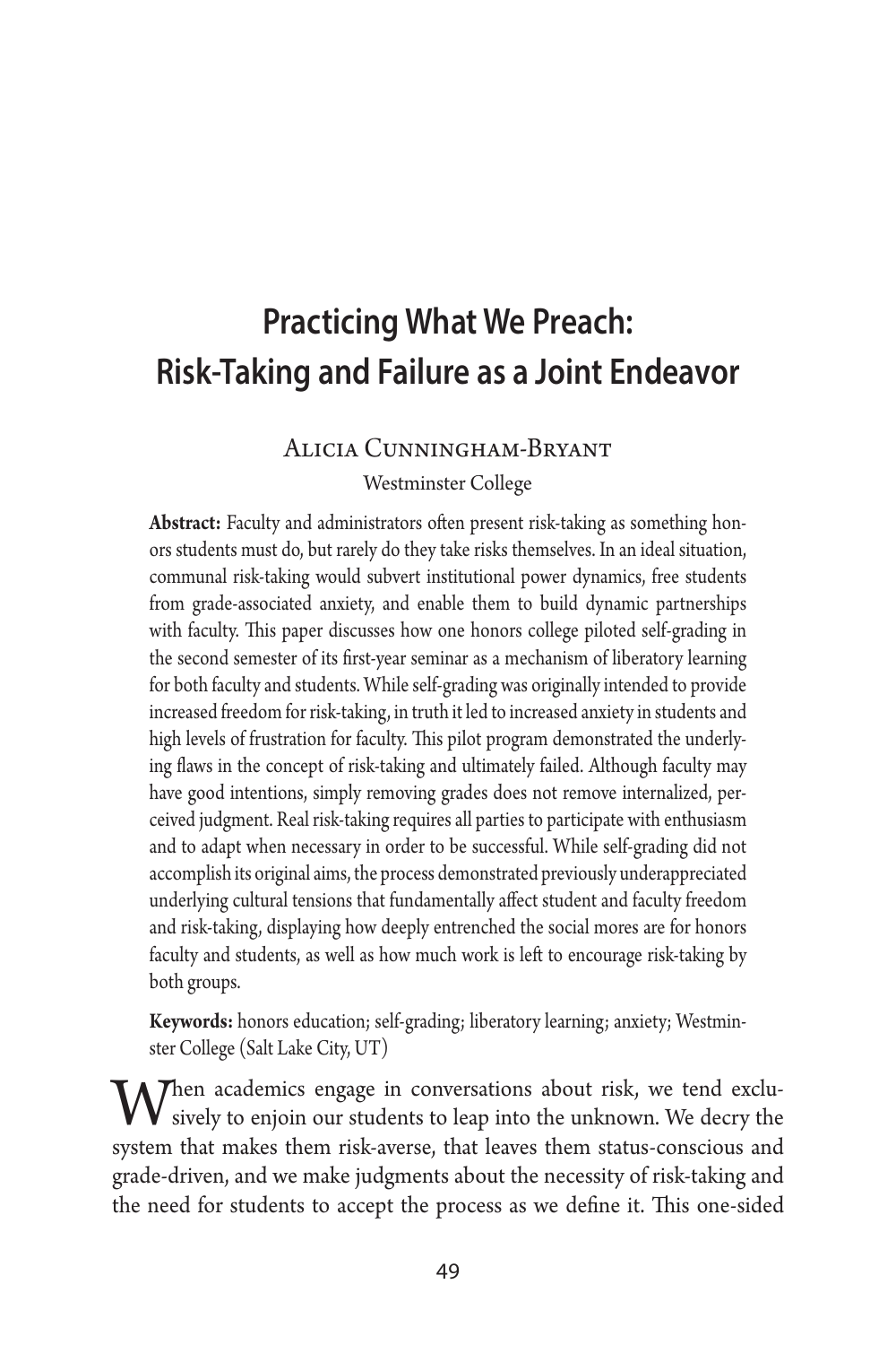# Practicing What We Preach: Risk-Taking and Failure as a Joint Endeavor

Alicia Cunningham-Bryant

Westminster College

**Abstract:** Faculty and administrators often present risk-taking as something honors students must do, but rarely do they take risks themselves. In an ideal situation, communal risk-taking would subvert institutional power dynamics, free students from grade-associated anxiety, and enable them to build dynamic partnerships with faculty. This paper discusses how one honors college piloted self-grading in the second semester of its first-year seminar as a mechanism of liberatory learning for both faculty and students. While self-grading was originally intended to provide increased freedom for risk-taking, in truth it led to increased anxiety in students and high levels of frustration for faculty. This pilot program demonstrated the underlying flaws in the concept of risk-taking and ultimately failed. Although faculty may have good intentions, simply removing grades does not remove internalized, perceived judgment. Real risk-taking requires all parties to participate with enthusiasm and to adapt when necessary in order to be successful. While self-grading did not accomplish its original aims, the process demonstrated previously underappreciated underlying cultural tensions that fundamentally affect student and faculty freedom and risk-taking, displaying how deeply entrenched the social mores are for honors faculty and students, as well as how much work is left to encourage risk-taking by both groups.

**Keywords:** honors education; self-grading; liberatory learning; anxiety; Westminster College (Salt Lake City, UT)

When academics engage in conversations about risk, we tend exclusively to enjoin our students to leap into the unknown. We decry the system that makes them risk-averse, that leaves them status-conscious and grade-driven, and we make judgments about the necessity of risk-taking and the need for students to accept the process as we define it. This one-sided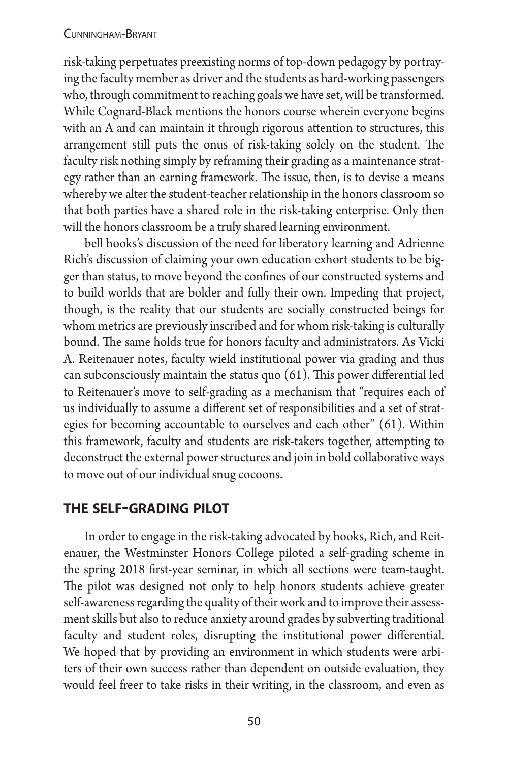risk-taking perpetuates preexisting norms of top-down pedagogy by portraying the faculty member as driver and the students as hard-working passengers who, through commitment to reaching goals we have set, will be transformed. While Cognard-Black mentions the honors course wherein everyone begins with an A and can maintain it through rigorous attention to structures, this arrangement still puts the onus of risk-taking solely on the student. The faculty risk nothing simply by reframing their grading as a maintenance strategy rather than an earning framework. The issue, then, is to devise a means whereby we alter the student-teacher relationship in the honors classroom so that both parties have a shared role in the risk-taking enterprise. Only then will the honors classroom be a truly shared learning environment.

bell hooks's discussion of the need for liberatory learning and Adrienne Rich's discussion of claiming your own education exhort students to be bigger than status, to move beyond the confines of our constructed systems and to build worlds that are bolder and fully their own. Impeding that project, though, is the reality that our students are socially constructed beings for whom metrics are previously inscribed and for whom risk-taking is culturally bound. The same holds true for honors faculty and administrators. As Vicki A. Reitenauer notes, faculty wield institutional power via grading and thus can subconsciously maintain the status quo (61). This power differential led to Reitenauer's move to self-grading as a mechanism that "requires each of us individually to assume a different set of responsibilities and a set of strategies for becoming accountable to ourselves and each other" (61). Within this framework, faculty and students are risk-takers together, attempting to deconstruct the external power structures and join in bold collaborative ways to move out of our individual snug cocoons.

## THE SELF-GRADING PILOT

In order to engage in the risk-taking advocated by hooks, Rich, and Reitenauer, the Westminster Honors College piloted a self-grading scheme in the spring 2018 first-year seminar, in which all sections were team-taught. The pilot was designed not only to help honors students achieve greater self-awareness regarding the quality of their work and to improve their assessment skills but also to reduce anxiety around grades by subverting traditional faculty and student roles, disrupting the institutional power differential. We hoped that by providing an environment in which students were arbiters of their own success rather than dependent on outside evaluation, they would feel freer to take risks in their writing, in the classroom, and even as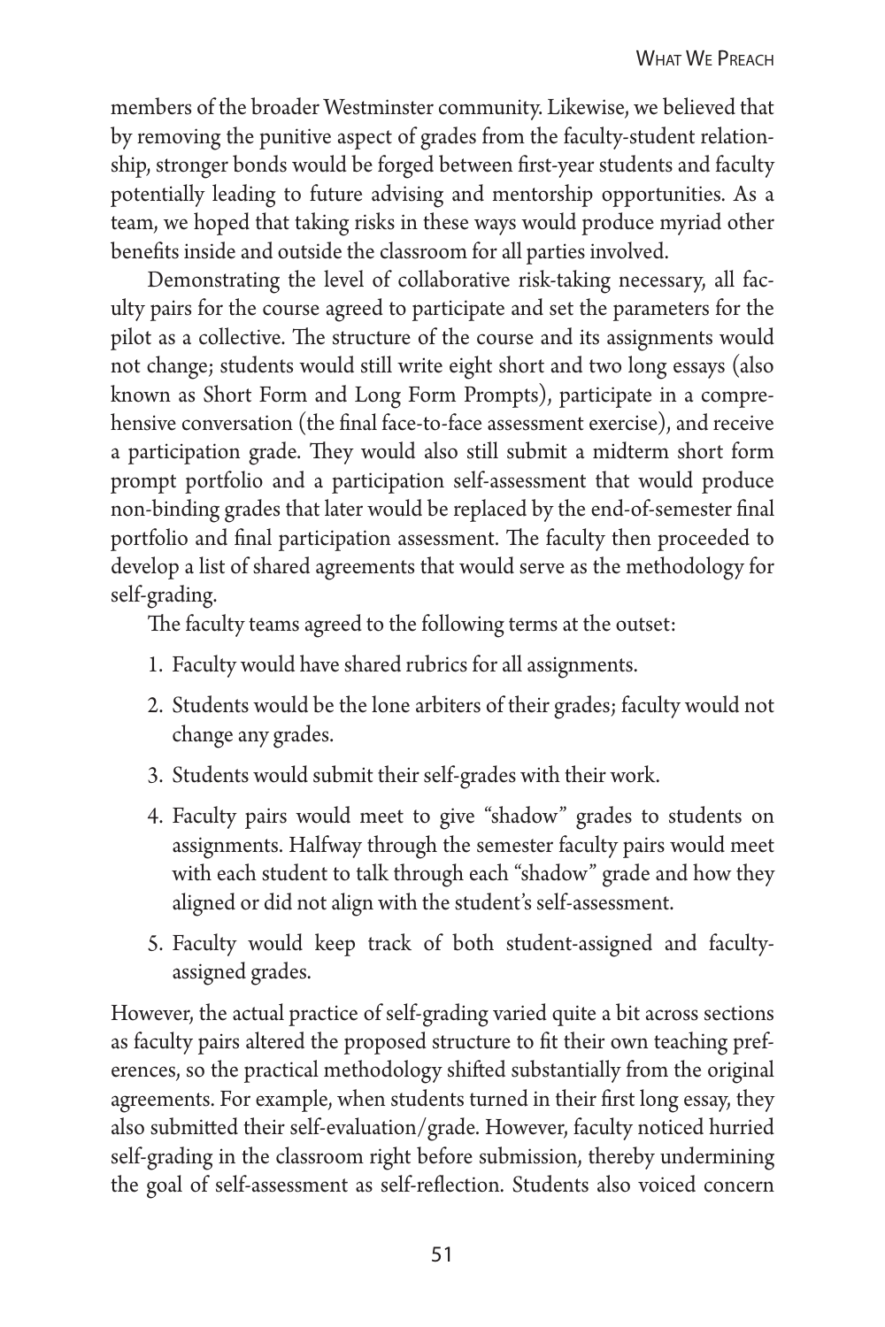members of the broader Westminster community. Likewise, we believed that by removing the punitive aspect of grades from the faculty-student relationship, stronger bonds would be forged between first-year students and faculty potentially leading to future advising and mentorship opportunities. As a team, we hoped that taking risks in these ways would produce myriad other benefits inside and outside the classroom for all parties involved.

Demonstrating the level of collaborative risk-taking necessary, all faculty pairs for the course agreed to participate and set the parameters for the pilot as a collective. The structure of the course and its assignments would not change; students would still write eight short and two long essays (also known as Short Form and Long Form Prompts), participate in a comprehensive conversation (the final face-to-face assessment exercise), and receive a participation grade. They would also still submit a midterm short form prompt portfolio and a participation self-assessment that would produce non-binding grades that later would be replaced by the end-of-semester final portfolio and final participation assessment. The faculty then proceeded to develop a list of shared agreements that would serve as the methodology for self-grading.

The faculty teams agreed to the following terms at the outset:

1. Faculty would have shared rubrics for all assignments.
2. Students would be the lone arbiters of their grades; faculty would not change any grades.
3. Students would submit their self-grades with their work.
4. Faculty pairs would meet to give "shadow" grades to students on assignments. Halfway through the semester faculty pairs would meet with each student to talk through each "shadow" grade and how they aligned or did not align with the student's self-assessment.
5. Faculty would keep track of both student-assigned and faculty-assigned grades.

However, the actual practice of self-grading varied quite a bit across sections as faculty pairs altered the proposed structure to fit their own teaching preferences, so the practical methodology shifted substantially from the original agreements. For example, when students turned in their first long essay, they also submitted their self-evaluation/grade. However, faculty noticed hurried self-grading in the classroom right before submission, thereby undermining the goal of self-assessment as self-reflection. Students also voiced concern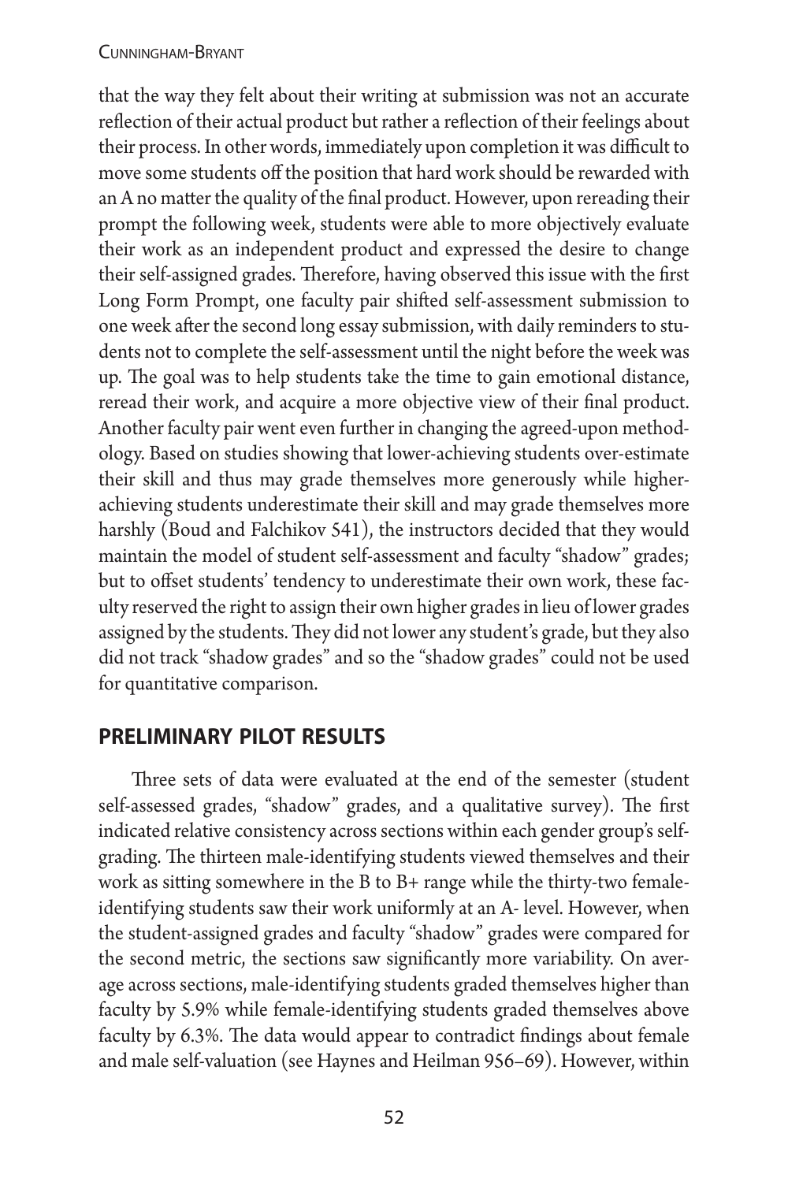that the way they felt about their writing at submission was not an accurate reflection of their actual product but rather a reflection of their feelings about their process. In other words, immediately upon completion it was difficult to move some students off the position that hard work should be rewarded with an A no matter the quality of the final product. However, upon rereading their prompt the following week, students were able to more objectively evaluate their work as an independent product and expressed the desire to change their self-assigned grades. Therefore, having observed this issue with the first Long Form Prompt, one faculty pair shifted self-assessment submission to one week after the second long essay submission, with daily reminders to students not to complete the self-assessment until the night before the week was up. The goal was to help students take the time to gain emotional distance, reread their work, and acquire a more objective view of their final product. Another faculty pair went even further in changing the agreed-upon methodology. Based on studies showing that lower-achieving students over-estimate their skill and thus may grade themselves more generously while higher-achieving students underestimate their skill and may grade themselves more harshly (Boud and Falchikov 541), the instructors decided that they would maintain the model of student self-assessment and faculty "shadow" grades; but to offset students' tendency to underestimate their own work, these faculty reserved the right to assign their own higher grades in lieu of lower grades assigned by the students. They did not lower any student's grade, but they also did not track "shadow grades" and so the "shadow grades" could not be used for quantitative comparison.

## PRELIMINARY PILOT RESULTS

Three sets of data were evaluated at the end of the semester (student self-assessed grades, "shadow" grades, and a qualitative survey). The first indicated relative consistency across sections within each gender group's self-grading. The thirteen male-identifying students viewed themselves and their work as sitting somewhere in the B to B+ range while the thirty-two female-identifying students saw their work uniformly at an A- level. However, when the student-assigned grades and faculty "shadow" grades were compared for the second metric, the sections saw significantly more variability. On average across sections, male-identifying students graded themselves higher than faculty by 5.9% while female-identifying students graded themselves above faculty by 6.3%. The data would appear to contradict findings about female and male self-valuation (see Haynes and Heilman 956–69). However, within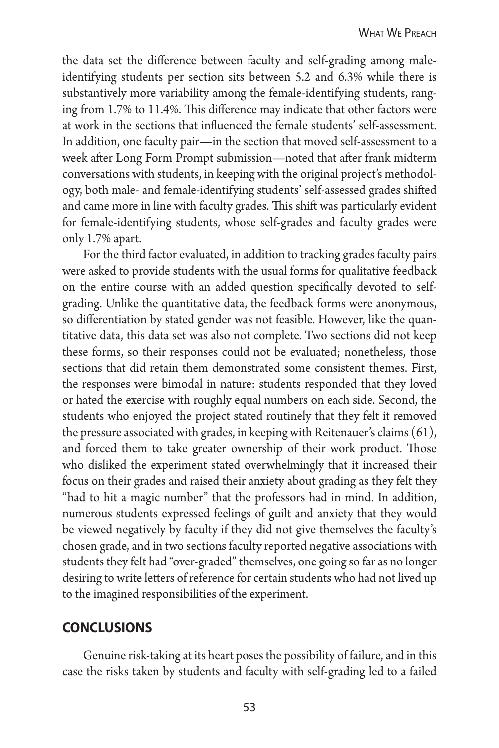the data set the difference between faculty and self-grading among male-identifying students per section sits between 5.2 and 6.3% while there is substantively more variability among the female-identifying students, ranging from 1.7% to 11.4%. This difference may indicate that other factors were at work in the sections that influenced the female students' self-assessment. In addition, one faculty pair—in the section that moved self-assessment to a week after Long Form Prompt submission—noted that after frank midterm conversations with students, in keeping with the original project's methodology, both male- and female-identifying students' self-assessed grades shifted and came more in line with faculty grades. This shift was particularly evident for female-identifying students, whose self-grades and faculty grades were only 1.7% apart.

For the third factor evaluated, in addition to tracking grades faculty pairs were asked to provide students with the usual forms for qualitative feedback on the entire course with an added question specifically devoted to self-grading. Unlike the quantitative data, the feedback forms were anonymous, so differentiation by stated gender was not feasible. However, like the quantitative data, this data set was also not complete. Two sections did not keep these forms, so their responses could not be evaluated; nonetheless, those sections that did retain them demonstrated some consistent themes. First, the responses were bimodal in nature: students responded that they loved or hated the exercise with roughly equal numbers on each side. Second, the students who enjoyed the project stated routinely that they felt it removed the pressure associated with grades, in keeping with Reitenauer's claims (61), and forced them to take greater ownership of their work product. Those who disliked the experiment stated overwhelmingly that it increased their focus on their grades and raised their anxiety about grading as they felt they "had to hit a magic number" that the professors had in mind. In addition, numerous students expressed feelings of guilt and anxiety that they would be viewed negatively by faculty if they did not give themselves the faculty's chosen grade, and in two sections faculty reported negative associations with students they felt had "over-graded" themselves, one going so far as no longer desiring to write letters of reference for certain students who had not lived up to the imagined responsibilities of the experiment.

## CONCLUSIONS

Genuine risk-taking at its heart poses the possibility of failure, and in this case the risks taken by students and faculty with self-grading led to a failed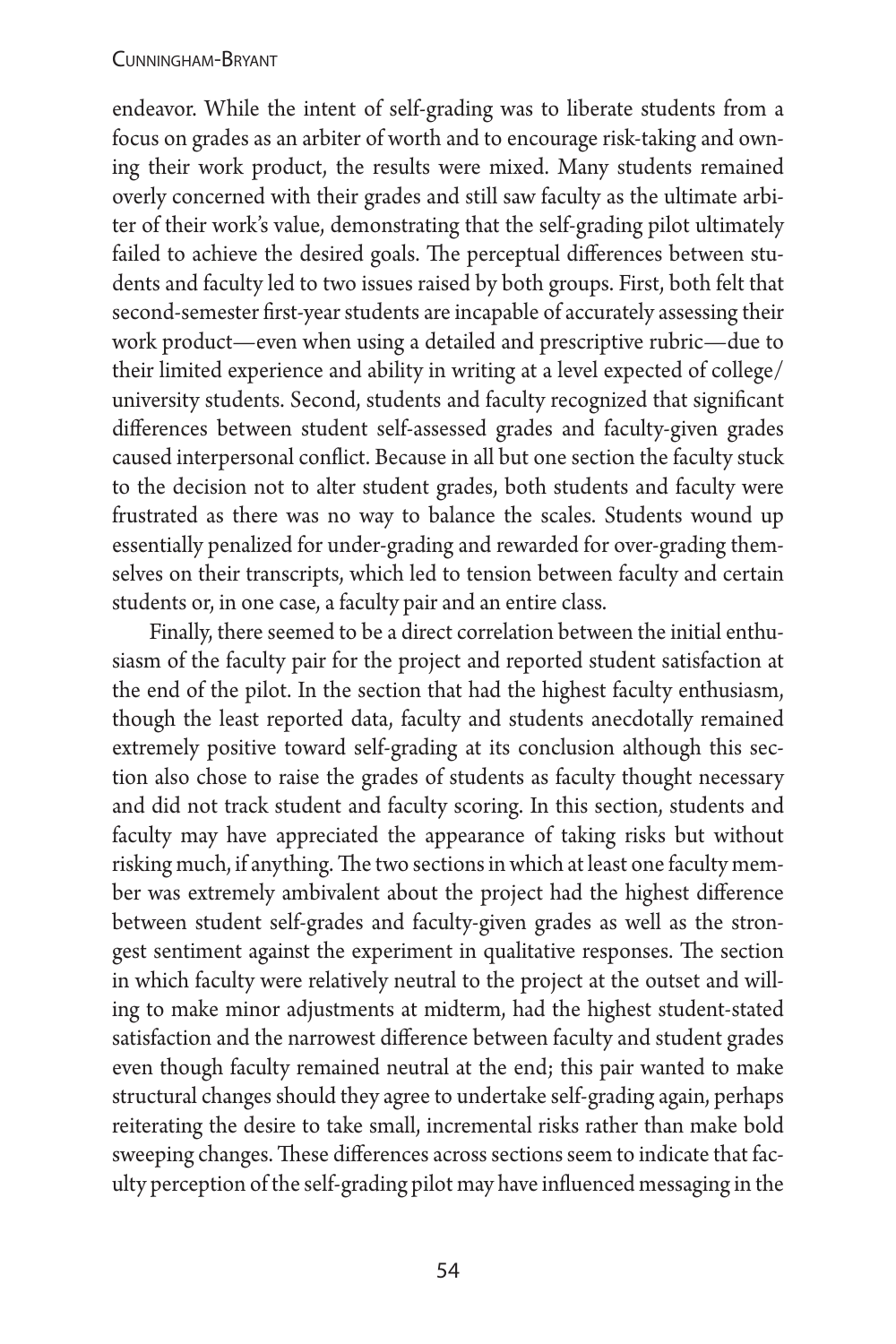endeavor. While the intent of self-grading was to liberate students from a focus on grades as an arbiter of worth and to encourage risk-taking and owning their work product, the results were mixed. Many students remained overly concerned with their grades and still saw faculty as the ultimate arbiter of their work's value, demonstrating that the self-grading pilot ultimately failed to achieve the desired goals. The perceptual differences between students and faculty led to two issues raised by both groups. First, both felt that second-semester first-year students are incapable of accurately assessing their work product—even when using a detailed and prescriptive rubric—due to their limited experience and ability in writing at a level expected of college/university students. Second, students and faculty recognized that significant differences between student self-assessed grades and faculty-given grades caused interpersonal conflict. Because in all but one section the faculty stuck to the decision not to alter student grades, both students and faculty were frustrated as there was no way to balance the scales. Students wound up essentially penalized for under-grading and rewarded for over-grading themselves on their transcripts, which led to tension between faculty and certain students or, in one case, a faculty pair and an entire class.

Finally, there seemed to be a direct correlation between the initial enthusiasm of the faculty pair for the project and reported student satisfaction at the end of the pilot. In the section that had the highest faculty enthusiasm, though the least reported data, faculty and students anecdotally remained extremely positive toward self-grading at its conclusion although this section also chose to raise the grades of students as faculty thought necessary and did not track student and faculty scoring. In this section, students and faculty may have appreciated the appearance of taking risks but without risking much, if anything. The two sections in which at least one faculty member was extremely ambivalent about the project had the highest difference between student self-grades and faculty-given grades as well as the strongest sentiment against the experiment in qualitative responses. The section in which faculty were relatively neutral to the project at the outset and willing to make minor adjustments at midterm, had the highest student-stated satisfaction and the narrowest difference between faculty and student grades even though faculty remained neutral at the end; this pair wanted to make structural changes should they agree to undertake self-grading again, perhaps reiterating the desire to take small, incremental risks rather than make bold sweeping changes. These differences across sections seem to indicate that faculty perception of the self-grading pilot may have influenced messaging in the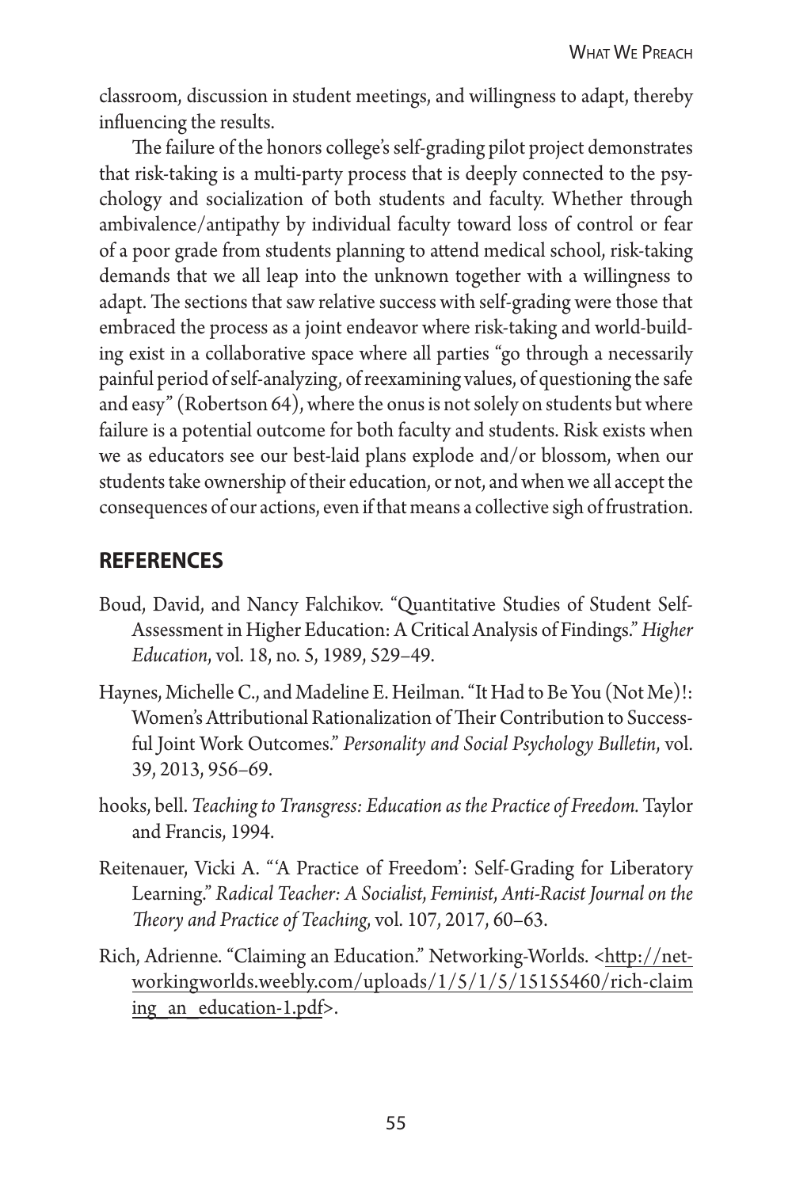classroom, discussion in student meetings, and willingness to adapt, thereby influencing the results.

The failure of the honors college's self-grading pilot project demonstrates that risk-taking is a multi-party process that is deeply connected to the psychology and socialization of both students and faculty. Whether through ambivalence/antipathy by individual faculty toward loss of control or fear of a poor grade from students planning to attend medical school, risk-taking demands that we all leap into the unknown together with a willingness to adapt. The sections that saw relative success with self-grading were those that embraced the process as a joint endeavor where risk-taking and world-building exist in a collaborative space where all parties "go through a necessarily painful period of self-analyzing, of reexamining values, of questioning the safe and easy" (Robertson 64), where the onus is not solely on students but where failure is a potential outcome for both faculty and students. Risk exists when we as educators see our best-laid plans explode and/or blossom, when our students take ownership of their education, or not, and when we all accept the consequences of our actions, even if that means a collective sigh of frustration.

## REFERENCES

Boud, David, and Nancy Falchikov. "Quantitative Studies of Student Self-Assessment in Higher Education: A Critical Analysis of Findings." *Higher Education*, vol. 18, no. 5, 1989, 529–49.

Haynes, Michelle C., and Madeline E. Heilman. "It Had to Be You (Not Me)!: Women's Attributional Rationalization of Their Contribution to Successful Joint Work Outcomes." *Personality and Social Psychology Bulletin*, vol. 39, 2013, 956–69.

hooks, bell. *Teaching to Transgress: Education as the Practice of Freedom.* Taylor and Francis, 1994.

Reitenauer, Vicki A. "'A Practice of Freedom': Self-Grading for Liberatory Learning." *Radical Teacher: A Socialist, Feminist, Anti-Racist Journal on the Theory and Practice of Teaching*, vol. 107, 2017, 60–63.

Rich, Adrienne. "Claiming an Education." Networking-Worlds. <http://networkingworlds.weebly.com/uploads/1/5/1/5/15155460/rich-claiming_an_education-1.pdf>.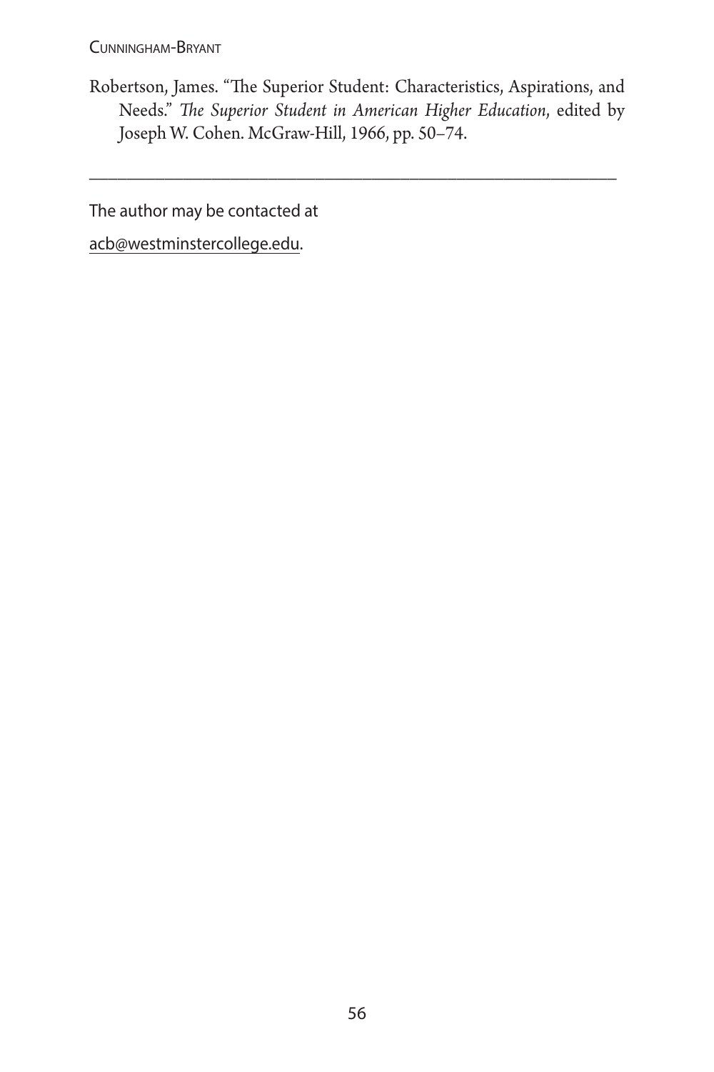Robertson, James. "The Superior Student: Characteristics, Aspirations, and Needs." *The Superior Student in American Higher Education*, edited by Joseph W. Cohen. McGraw-Hill, 1966, pp. 50–74.

---

The author may be contacted at

acb@westminstercollege.edu.